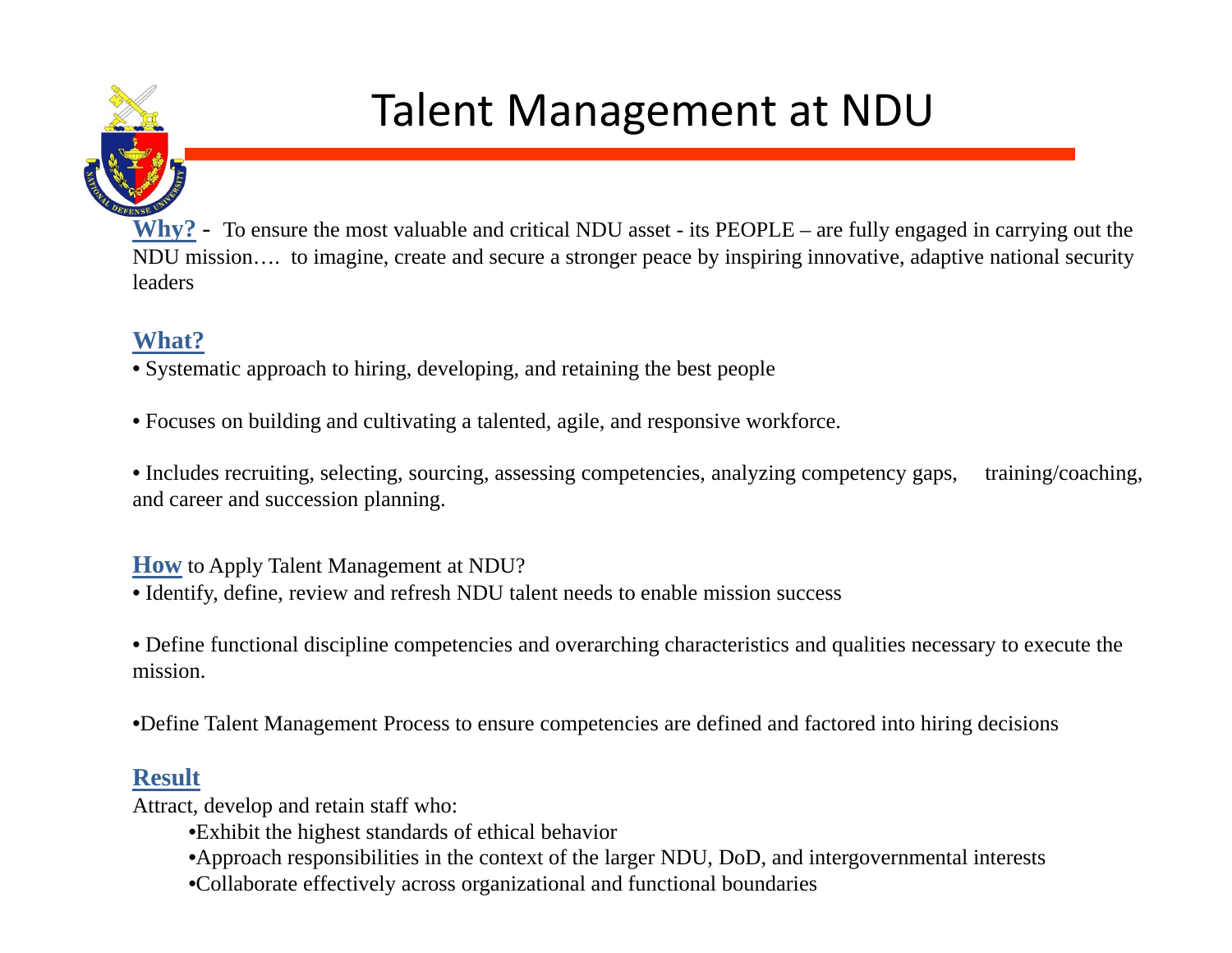# Talent Management at NDU

**Why?** - To ensure the most valuable and critical NDU asset - its PEOPLE – are fully engaged in carrying out the NDU mission…. to imagine, create and secure a stronger peace by inspiring innovative, adaptive national security leaders

**What?**

- Systematic approach to hiring, developing, and retaining the best people
- Focuses on building and cultivating a talented, agile, and responsive workforce.
- Includes recruiting, selecting, sourcing, assessing competencies, analyzing competency gaps, training/coaching, and career and succession planning.

**How** to Apply Talent Management at NDU?

- Identify, define, review and refresh NDU talent needs to enable mission success
- Define functional discipline competencies and overarching characteristics and qualities necessary to execute the mission.
- Define Talent Management Process to ensure competencies are defined and factored into hiring decisions

**Result**

Attract, develop and retain staff who:

- Exhibit the highest standards of ethical behavior
- Approach responsibilities in the context of the larger NDU, DoD, and intergovernmental interests
- Collaborate effectively across organizational and functional boundaries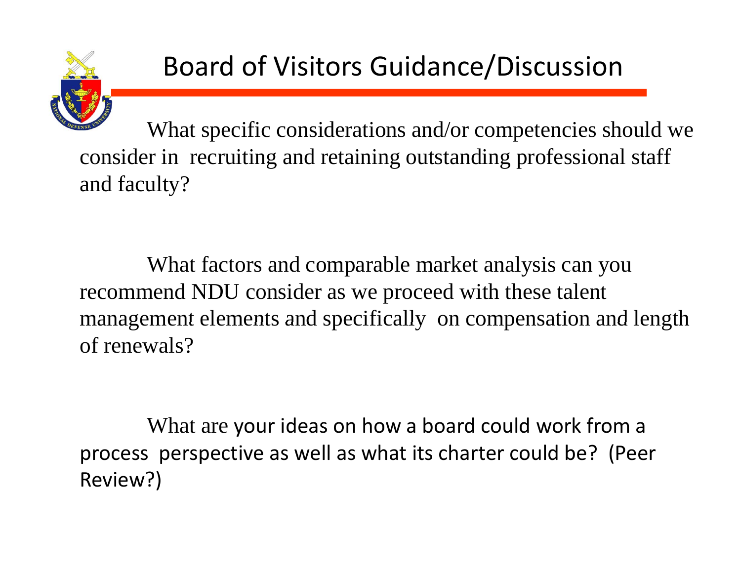# Board of Visitors Guidance/Discussion

What specific considerations and/or competencies should we consider in recruiting and retaining outstanding professional staff and faculty?

What factors and comparable market analysis can you recommend NDU consider as we proceed with these talent management elements and specifically on compensation and length of renewals?

What are your ideas on how a board could work from a process perspective as well as what its charter could be? (Peer Review?)